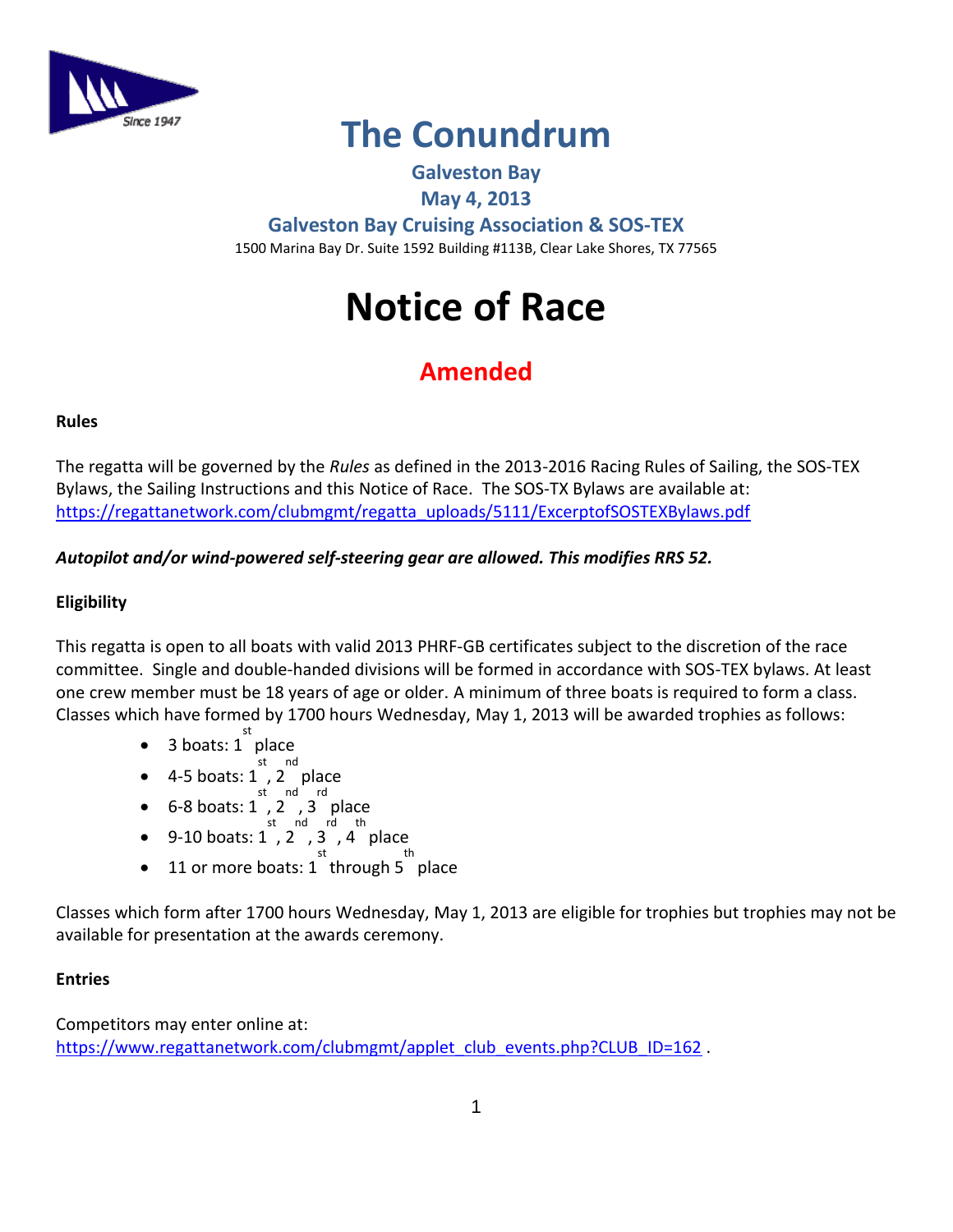# The Conundrum

**Galveston Bay**

**May 4, 2013**

**Galveston Bay Cruising Association & SOS-TEX**

1500 Marina Bay Dr. Suite 1592 Building #113B, Clear Lake Shores, TX 77565

# Notice of Race

## Amended

**Rules**

The regatta will be governed by the *Rules* as defined in the 2013-2016 Racing Rules of Sailing, the SOS-TEX Bylaws, the Sailing Instructions and this Notice of Race. The SOS-TX Bylaws are available at: https://regattanetwork.com/clubmgmt/regatta_uploads/5111/ExcerptofSOSTEXBylaws.pdf

***Autopilot and/or wind-powered self-steering gear are allowed. This modifies RRS 52.***

**Eligibility**

This regatta is open to all boats with valid 2013 PHRF-GB certificates subject to the discretion of the race committee. Single and double-handed divisions will be formed in accordance with SOS-TEX bylaws. At least one crew member must be 18 years of age or older. A minimum of three boats is required to form a class. Classes which have formed by 1700 hours Wednesday, May 1, 2013 will be awarded trophies as follows:

- 3 boats: 1st place
- 4-5 boats: 1st, 2nd place
- 6-8 boats: 1st, 2nd, 3rd place
- 9-10 boats: 1st, 2nd, 3rd, 4th place
- 11 or more boats: 1st through 5th place

Classes which form after 1700 hours Wednesday, May 1, 2013 are eligible for trophies but trophies may not be available for presentation at the awards ceremony.

**Entries**

Competitors may enter online at: https://www.regattanetwork.com/clubmgmt/applet_club_events.php?CLUB_ID=162 .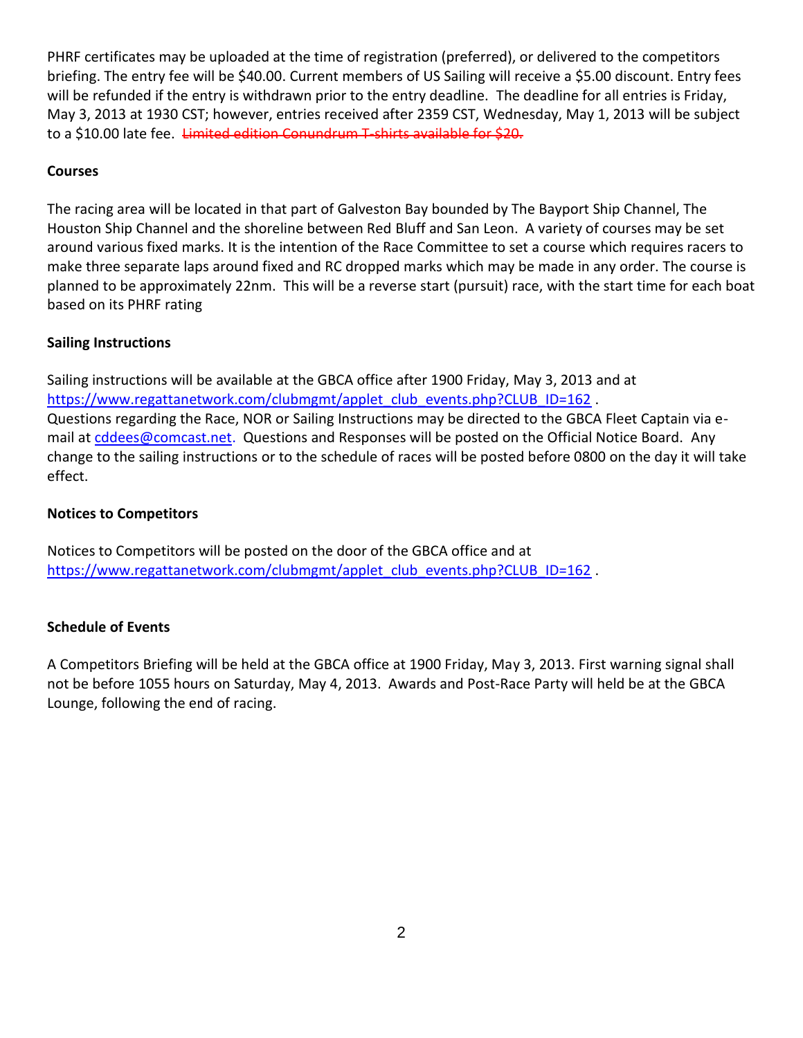PHRF certificates may be uploaded at the time of registration (preferred), or delivered to the competitors briefing. The entry fee will be $40.00. Current members of US Sailing will receive a $5.00 discount. Entry fees will be refunded if the entry is withdrawn prior to the entry deadline. The deadline for all entries is Friday, May 3, 2013 at 1930 CST; however, entries received after 2359 CST, Wednesday, May 1, 2013 will be subject to a $10.00 late fee. ~~Limited edition Conundrum T-shirts available for $20.~~

**Courses**

The racing area will be located in that part of Galveston Bay bounded by The Bayport Ship Channel, The Houston Ship Channel and the shoreline between Red Bluff and San Leon. A variety of courses may be set around various fixed marks. It is the intention of the Race Committee to set a course which requires racers to make three separate laps around fixed and RC dropped marks which may be made in any order. The course is planned to be approximately 22nm. This will be a reverse start (pursuit) race, with the start time for each boat based on its PHRF rating

**Sailing Instructions**

Sailing instructions will be available at the GBCA office after 1900 Friday, May 3, 2013 and at https://www.regattanetwork.com/clubmgmt/applet_club_events.php?CLUB_ID=162 .
Questions regarding the Race, NOR or Sailing Instructions may be directed to the GBCA Fleet Captain via e-mail at cddees@comcast.net. Questions and Responses will be posted on the Official Notice Board. Any change to the sailing instructions or to the schedule of races will be posted before 0800 on the day it will take effect.

**Notices to Competitors**

Notices to Competitors will be posted on the door of the GBCA office and at https://www.regattanetwork.com/clubmgmt/applet_club_events.php?CLUB_ID=162 .

**Schedule of Events**

A Competitors Briefing will be held at the GBCA office at 1900 Friday, May 3, 2013. First warning signal shall not be before 1055 hours on Saturday, May 4, 2013. Awards and Post-Race Party will held be at the GBCA Lounge, following the end of racing.